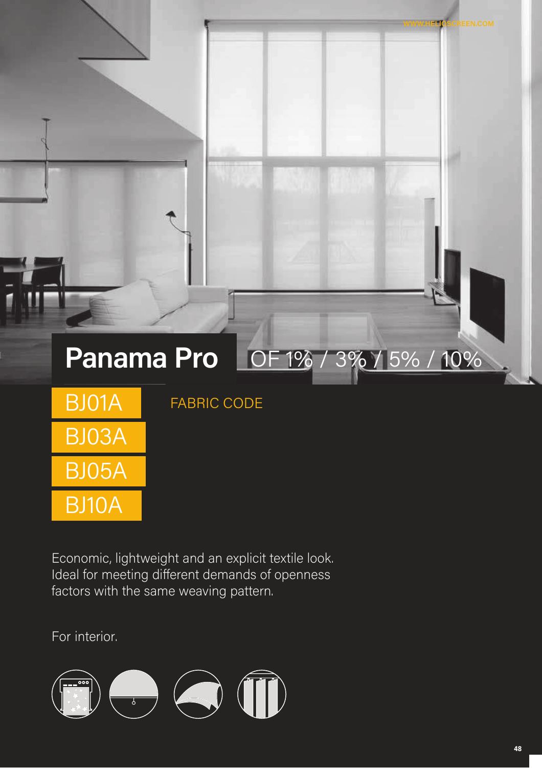# Panama Pro

OF 1% / 3% / 5% / 10%

FABRIC CODE

- BJ01A
- BJ03A
- BJ05A
- BJ10A

Economic, lightweight and an explicit textile look. Ideal for meeting different demands of openness factors with the same weaving pattern.

For interior.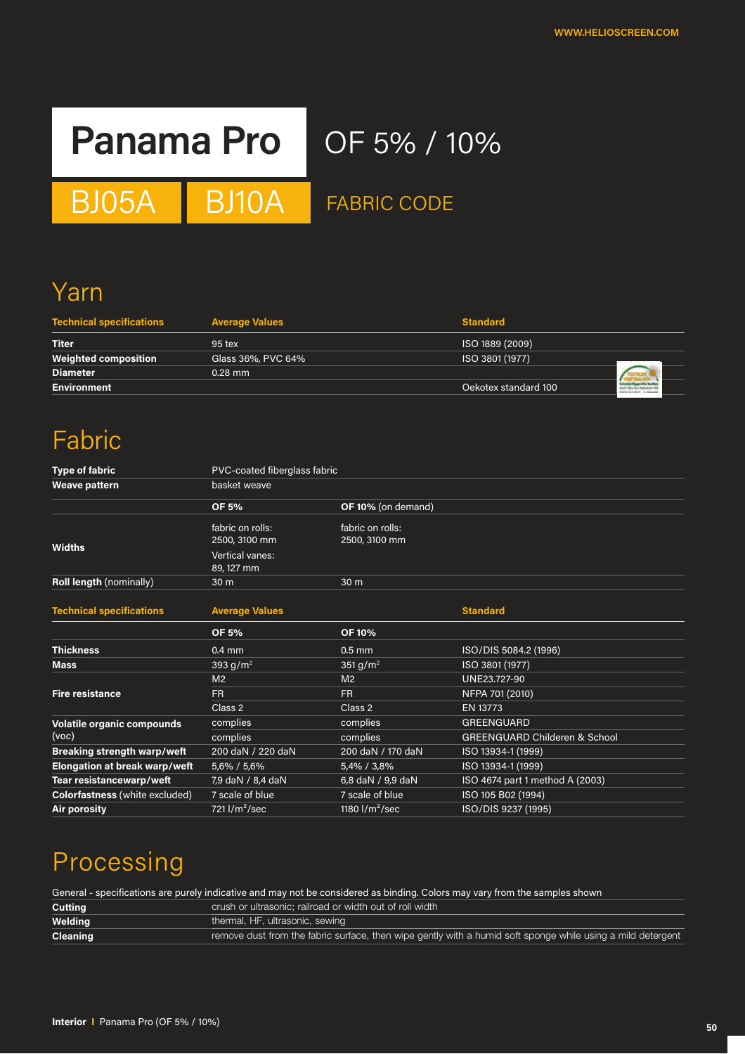# Panama Pro

## OF 5% / 10%

**BJ05A** **BJ10A** FABRIC CODE

## Yarn

| Technical specifications | Average Values | Standard |
|---|---|---|
| **Titer** | 95 tex | ISO 1889 (2009) |
| **Weighted composition** | Glass 36%, PVC 64% | ISO 3801 (1977) |
| **Diameter** | 0.28 mm | |
| **Environment** | | Oekotex standard 100 |

## Fabric

| | | |
|---|---|---|
| **Type of fabric** | PVC-coated fiberglass fabric | |
| **Weave pattern** | basket weave | |
| | **OF 5%** | **OF 10%** (on demand) |
| **Widths** | fabric on rolls: 2500, 3100 mm<br>Vertical vanes: 89, 127 mm | fabric on rolls: 2500, 3100 mm |
| **Roll length** (nominally) | 30 m | 30 m |

| Technical specifications | Average Values | | Standard |
|---|---|---|---|
| | **OF 5%** | **OF 10%** | |
| **Thickness** | 0.4 mm | 0.5 mm | ISO/DIS 5084.2 (1996) |
| **Mass** | 393 g/m² | 351 g/m² | ISO 3801 (1977) |
| **Fire resistance** | M2 | M2 | UNE23.727-90 |
| | FR | FR | NFPA 701 (2010) |
| | Class 2 | Class 2 | EN 13773 |
| **Volatile organic compounds** (voc) | complies | complies | GREENGUARD |
| | complies | complies | GREENGUARD Childeren & School |
| **Breaking strength warp/weft** | 200 daN / 220 daN | 200 daN / 170 daN | ISO 13934-1 (1999) |
| **Elongation at break warp/weft** | 5,6% / 5,6% | 5,4% / 3,8% | ISO 13934-1 (1999) |
| **Tear resistancewarp/weft** | 7,9 daN / 8,4 daN | 6,8 daN / 9,9 daN | ISO 4674 part 1 method A (2003) |
| **Colorfastness** (white excluded) | 7 scale of blue | 7 scale of blue | ISO 105 B02 (1994) |
| **Air porosity** | 721 l/m²/sec | 1180 l/m²/sec | ISO/DIS 9237 (1995) |

## Processing

General - specifications are purely indicative and may not be considered as binding. Colors may vary from the samples shown

| | |
|---|---|
| **Cutting** | crush or ultrasonic; railroad or width out of roll width |
| **Welding** | thermal, HF, ultrasonic, sewing |
| **Cleaning** | remove dust from the fabric surface, then wipe gently with a humid soft sponge while using a mild detergent |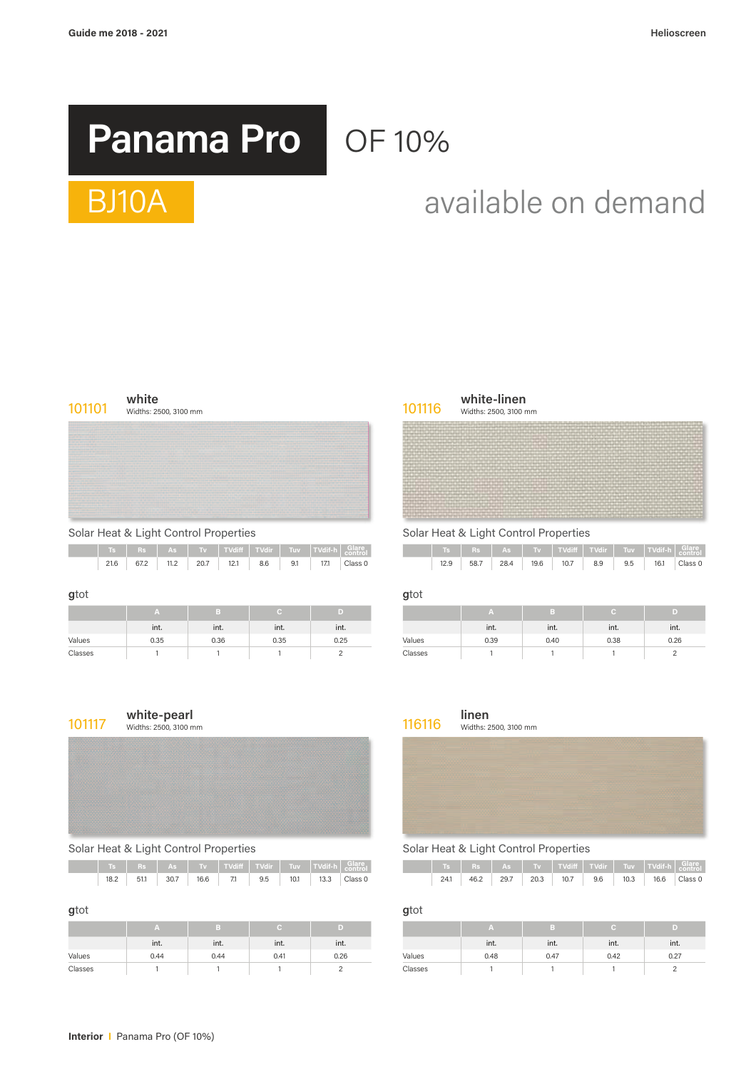# Panama Pro

OF 10%

BJ10A

available on demand

## 101101 white

Widths: 2500, 3100 mm

Solar Heat & Light Control Properties

| Ts | Rs | As | Tv | TVdiff | TVdir | Tuv | TVdif-h | Glare control |
|---|---|---|---|---|---|---|---|---|
| 21.6 | 67.2 | 11.2 | 20.7 | 12.1 | 8.6 | 9.1 | 17.1 | Class 0 |

gtot

| | A | B | C | D |
|---|---|---|---|---|
| | int. | int. | int. | int. |
| Values | 0.35 | 0.36 | 0.35 | 0.25 |
| Classes | 1 | 1 | 1 | 2 |

## 101116 white-linen

Widths: 2500, 3100 mm

Solar Heat & Light Control Properties

| Ts | Rs | As | Tv | TVdiff | TVdir | Tuv | TVdif-h | Glare control |
|---|---|---|---|---|---|---|---|---|
| 12.9 | 58.7 | 28.4 | 19.6 | 10.7 | 8.9 | 9.5 | 16.1 | Class 0 |

gtot

| | A | B | C | D |
|---|---|---|---|---|
| | int. | int. | int. | int. |
| Values | 0.39 | 0.40 | 0.38 | 0.26 |
| Classes | 1 | 1 | 1 | 2 |

## 101117 white-pearl

Widths: 2500, 3100 mm

Solar Heat & Light Control Properties

| Ts | Rs | As | Tv | TVdiff | TVdir | Tuv | TVdif-h | Glare control |
|---|---|---|---|---|---|---|---|---|
| 18.2 | 51.1 | 30.7 | 16.6 | 7.1 | 9.5 | 10.1 | 13.3 | Class 0 |

gtot

| | A | B | C | D |
|---|---|---|---|---|
| | int. | int. | int. | int. |
| Values | 0.44 | 0.44 | 0.41 | 0.26 |
| Classes | 1 | 1 | 1 | 2 |

## 116116 linen

Widths: 2500, 3100 mm

Solar Heat & Light Control Properties

| Ts | Rs | As | Tv | TVdiff | TVdir | Tuv | TVdif-h | Glare control |
|---|---|---|---|---|---|---|---|---|
| 24.1 | 46.2 | 29.7 | 20.3 | 10.7 | 9.6 | 10.3 | 16.6 | Class 0 |

gtot

| | A | B | C | D |
|---|---|---|---|---|
| | int. | int. | int. | int. |
| Values | 0.48 | 0.47 | 0.42 | 0.27 |
| Classes | 1 | 1 | 1 | 2 |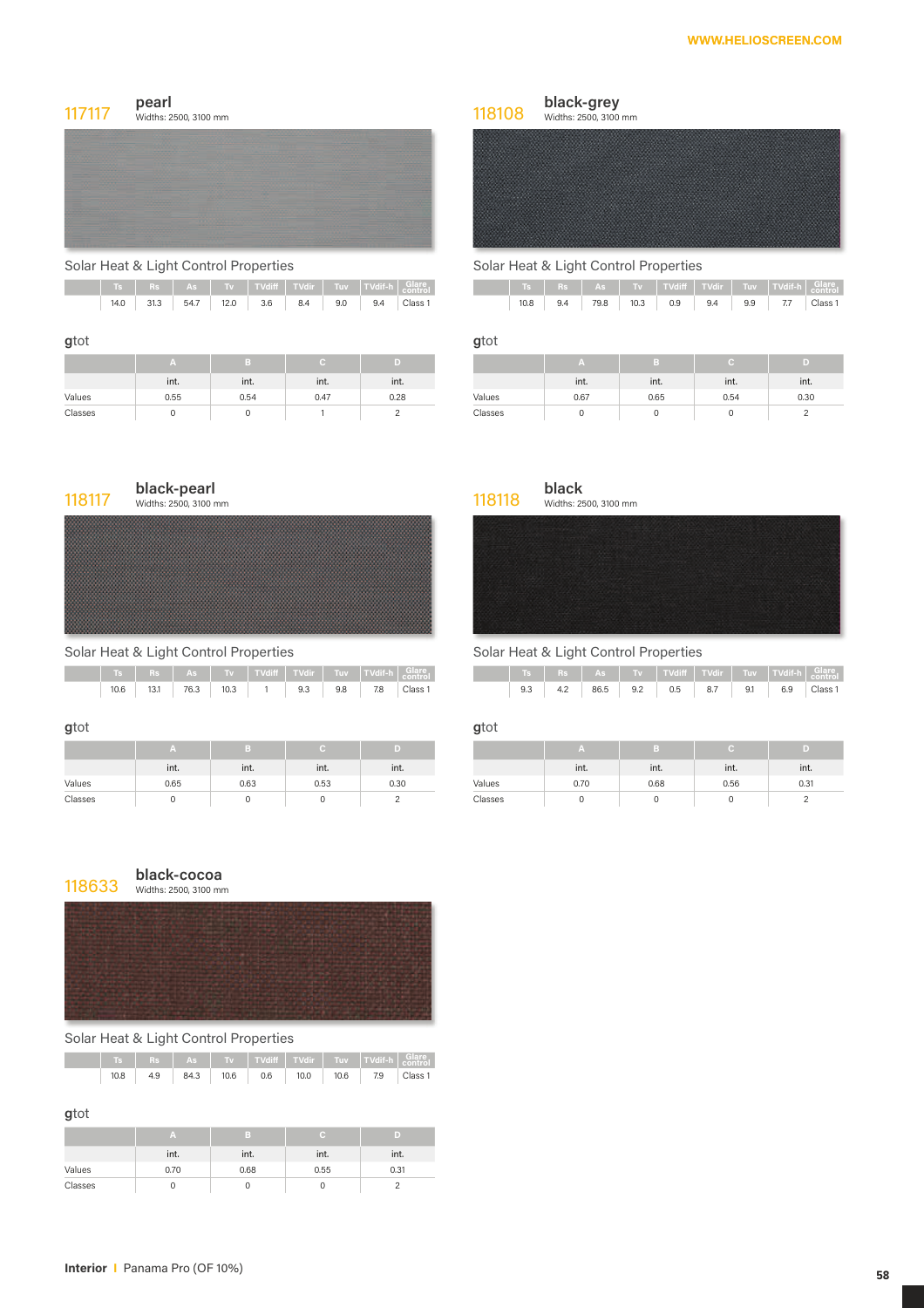## 117117 pearl

Widths: 2500, 3100 mm

Solar Heat & Light Control Properties

| | Ts | Rs | As | Tv | TVdiff | TVdir | Tuv | TVdif-h | Glare control |
|---|---|---|---|---|---|---|---|---|---|
| | 14.0 | 31.3 | 54.7 | 12.0 | 3.6 | 8.4 | 9.0 | 9.4 | Class 1 |

**g**tot

| | A | B | C | D |
|---|---|---|---|---|
| | int. | int. | int. | int. |
| Values | 0.55 | 0.54 | 0.47 | 0.28 |
| Classes | 0 | 0 | 1 | 2 |

## 118108 black-grey

Widths: 2500, 3100 mm

Solar Heat & Light Control Properties

| | Ts | Rs | As | Tv | TVdiff | TVdir | Tuv | TVdif-h | Glare control |
|---|---|---|---|---|---|---|---|---|---|
| | 10.8 | 9.4 | 79.8 | 10.3 | 0.9 | 9.4 | 9.9 | 7.7 | Class 1 |

**g**tot

| | A | B | C | D |
|---|---|---|---|---|
| | int. | int. | int. | int. |
| Values | 0.67 | 0.65 | 0.54 | 0.30 |
| Classes | 0 | 0 | 0 | 2 |

## 118117 black-pearl

Widths: 2500, 3100 mm

Solar Heat & Light Control Properties

| | Ts | Rs | As | Tv | TVdiff | TVdir | Tuv | TVdif-h | Glare control |
|---|---|---|---|---|---|---|---|---|---|
| | 10.6 | 13.1 | 76.3 | 10.3 | 1 | 9.3 | 9.8 | 7.8 | Class 1 |

**g**tot

| | A | B | C | D |
|---|---|---|---|---|
| | int. | int. | int. | int. |
| Values | 0.65 | 0.63 | 0.53 | 0.30 |
| Classes | 0 | 0 | 0 | 2 |

## 118118 black

Widths: 2500, 3100 mm

Solar Heat & Light Control Properties

| | Ts | Rs | As | Tv | TVdiff | TVdir | Tuv | TVdif-h | Glare control |
|---|---|---|---|---|---|---|---|---|---|
| | 9.3 | 4.2 | 86.5 | 9.2 | 0.5 | 8.7 | 9.1 | 6.9 | Class 1 |

**g**tot

| | A | B | C | D |
|---|---|---|---|---|
| | int. | int. | int. | int. |
| Values | 0.70 | 0.68 | 0.56 | 0.31 |
| Classes | 0 | 0 | 0 | 2 |

## 118633 black-cocoa

Widths: 2500, 3100 mm

Solar Heat & Light Control Properties

| | Ts | Rs | As | Tv | TVdiff | TVdir | Tuv | TVdif-h | Glare control |
|---|---|---|---|---|---|---|---|---|---|
| | 10.8 | 4.9 | 84.3 | 10.6 | 0.6 | 10.0 | 10.6 | 7.9 | Class 1 |

**g**tot

| | A | B | C | D |
|---|---|---|---|---|
| | int. | int. | int. | int. |
| Values | 0.70 | 0.68 | 0.55 | 0.31 |
| Classes | 0 | 0 | 0 | 2 |